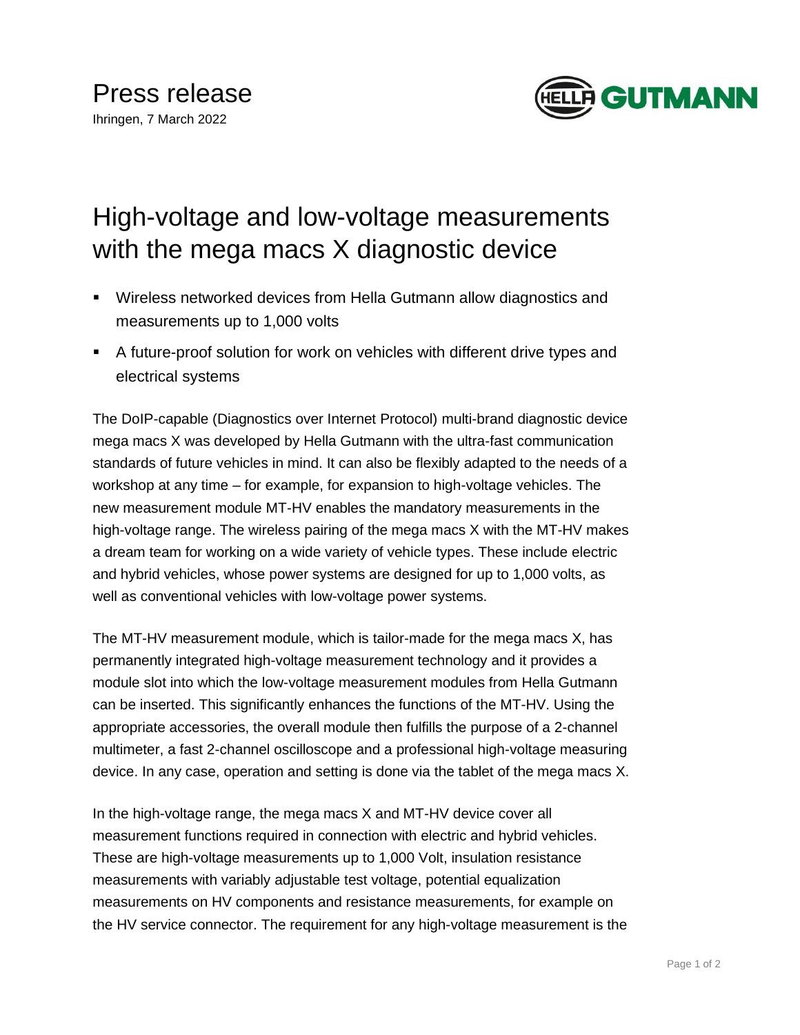# Press release

Ihringen, 7 March 2022

## High-voltage and low-voltage measurements with the mega macs X diagnostic device

- Wireless networked devices from Hella Gutmann allow diagnostics and measurements up to 1,000 volts
- A future-proof solution for work on vehicles with different drive types and electrical systems

The DoIP-capable (Diagnostics over Internet Protocol) multi-brand diagnostic device mega macs X was developed by Hella Gutmann with the ultra-fast communication standards of future vehicles in mind. It can also be flexibly adapted to the needs of a workshop at any time – for example, for expansion to high-voltage vehicles. The new measurement module MT-HV enables the mandatory measurements in the high-voltage range. The wireless pairing of the mega macs X with the MT-HV makes a dream team for working on a wide variety of vehicle types. These include electric and hybrid vehicles, whose power systems are designed for up to 1,000 volts, as well as conventional vehicles with low-voltage power systems.

The MT-HV measurement module, which is tailor-made for the mega macs X, has permanently integrated high-voltage measurement technology and it provides a module slot into which the low-voltage measurement modules from Hella Gutmann can be inserted. This significantly enhances the functions of the MT-HV. Using the appropriate accessories, the overall module then fulfills the purpose of a 2-channel multimeter, a fast 2-channel oscilloscope and a professional high-voltage measuring device. In any case, operation and setting is done via the tablet of the mega macs X.

In the high-voltage range, the mega macs X and MT-HV device cover all measurement functions required in connection with electric and hybrid vehicles. These are high-voltage measurements up to 1,000 Volt, insulation resistance measurements with variably adjustable test voltage, potential equalization measurements on HV components and resistance measurements, for example on the HV service connector. The requirement for any high-voltage measurement is the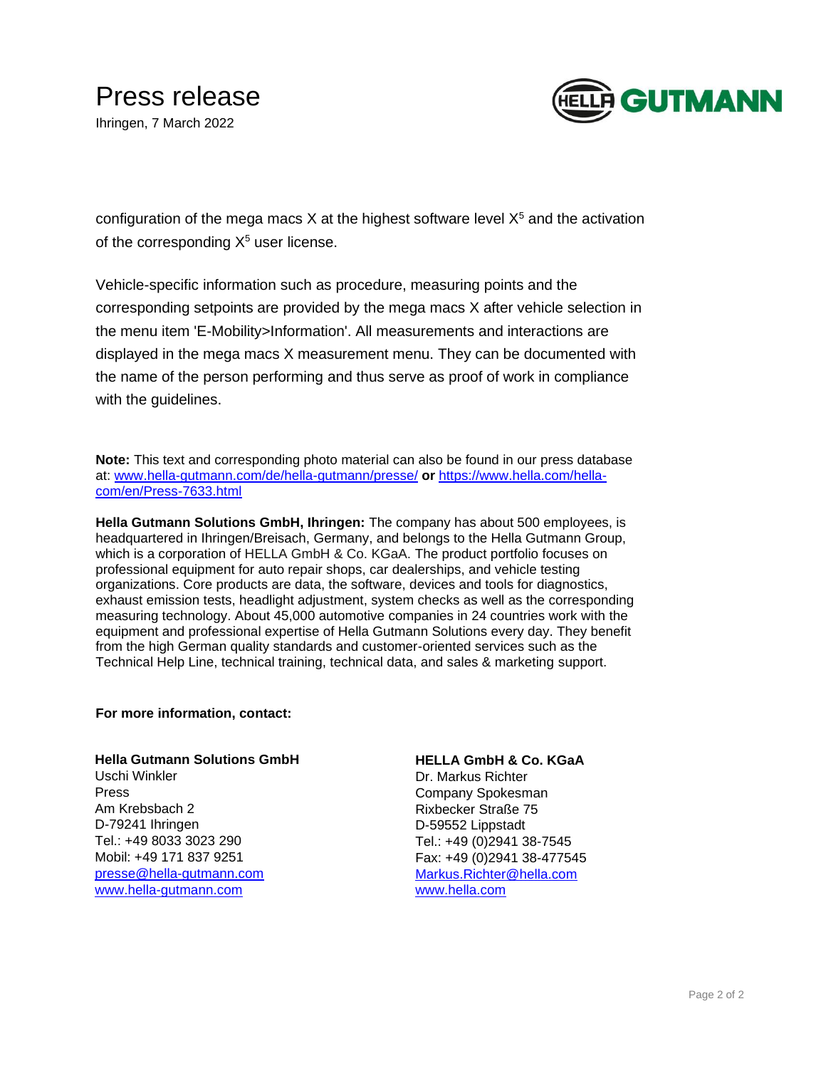configuration of the mega macs X at the highest software level $X^5$ and the activation of the corresponding $X^5$ user license.

Vehicle-specific information such as procedure, measuring points and the corresponding setpoints are provided by the mega macs X after vehicle selection in the menu item 'E-Mobility>Information'. All measurements and interactions are displayed in the mega macs X measurement menu. They can be documented with the name of the person performing and thus serve as proof of work in compliance with the guidelines.

**Note:** This text and corresponding photo material can also be found in our press database at: www.hella-gutmann.com/de/hella-gutmann/presse/ **or** https://www.hella.com/hella-com/en/Press-7633.html

**Hella Gutmann Solutions GmbH, Ihringen:** The company has about 500 employees, is headquartered in Ihringen/Breisach, Germany, and belongs to the Hella Gutmann Group, which is a corporation of HELLA GmbH & Co. KGaA. The product portfolio focuses on professional equipment for auto repair shops, car dealerships, and vehicle testing organizations. Core products are data, the software, devices and tools for diagnostics, exhaust emission tests, headlight adjustment, system checks as well as the corresponding measuring technology. About 45,000 automotive companies in 24 countries work with the equipment and professional expertise of Hella Gutmann Solutions every day. They benefit from the high German quality standards and customer-oriented services such as the Technical Help Line, technical training, technical data, and sales & marketing support.

**For more information, contact:**

**Hella Gutmann Solutions GmbH**
Uschi Winkler
Press
Am Krebsbach 2
D-79241 Ihringen
Tel.: +49 8033 3023 290
Mobil: +49 171 837 9251
presse@hella-gutmann.com
www.hella-gutmann.com

**HELLA GmbH & Co. KGaA**
Dr. Markus Richter
Company Spokesman
Rixbecker Straße 75
D-59552 Lippstadt
Tel.: +49 (0)2941 38-7545
Fax: +49 (0)2941 38-477545
Markus.Richter@hella.com
www.hella.com